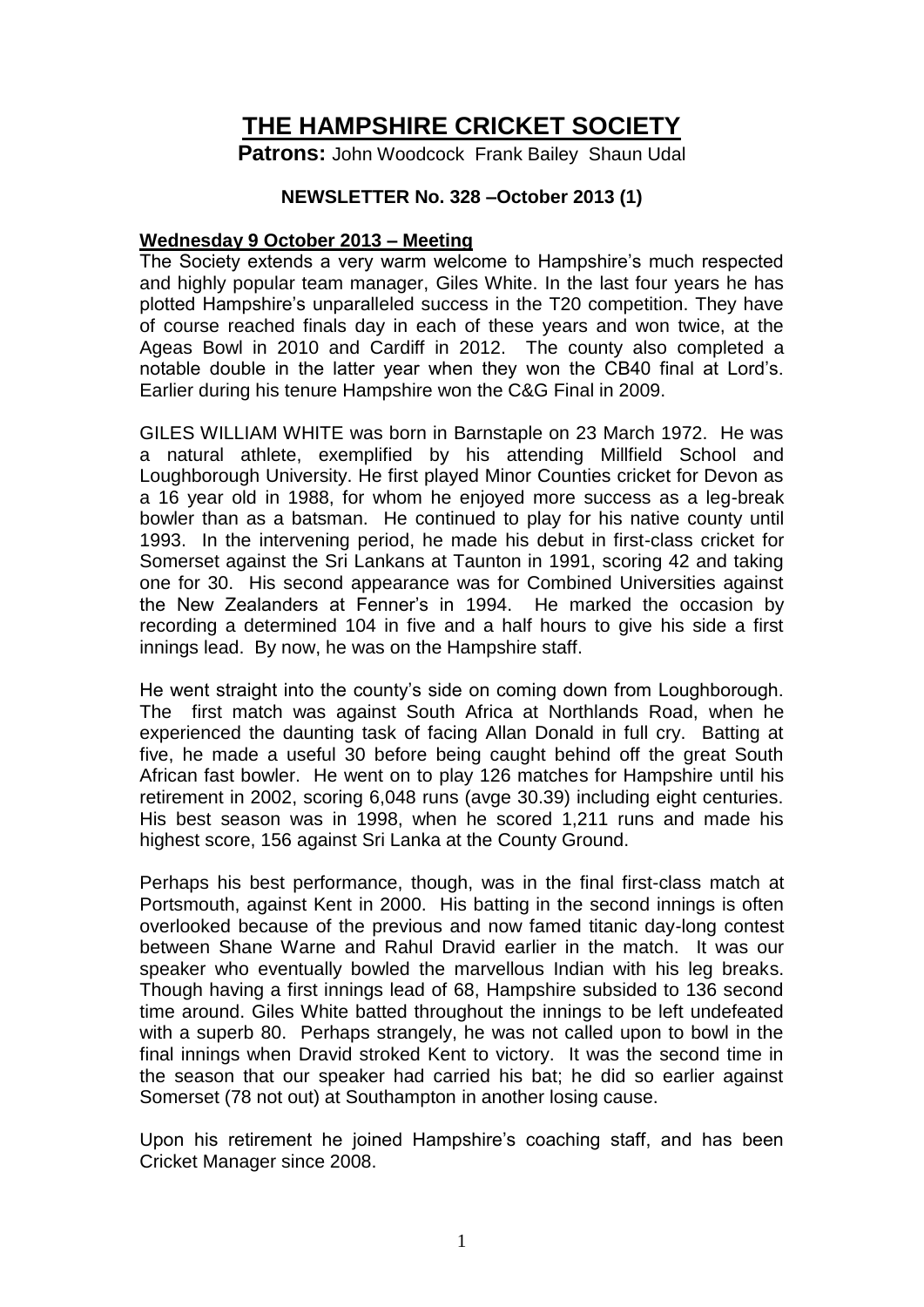# THE HAMPSHIRE CRICKET SOCIETY

**Patrons:** John Woodcock Frank Bailey Shaun Udal

**NEWSLETTER No. 328 –October 2013 (1)**

## Wednesday 9 October 2013 – Meeting

The Society extends a very warm welcome to Hampshire's much respected and highly popular team manager, Giles White. In the last four years he has plotted Hampshire's unparalleled success in the T20 competition. They have of course reached finals day in each of these years and won twice, at the Ageas Bowl in 2010 and Cardiff in 2012. The county also completed a notable double in the latter year when they won the CB40 final at Lord's. Earlier during his tenure Hampshire won the C&G Final in 2009.

GILES WILLIAM WHITE was born in Barnstaple on 23 March 1972. He was a natural athlete, exemplified by his attending Millfield School and Loughborough University. He first played Minor Counties cricket for Devon as a 16 year old in 1988, for whom he enjoyed more success as a leg-break bowler than as a batsman. He continued to play for his native county until 1993. In the intervening period, he made his debut in first-class cricket for Somerset against the Sri Lankans at Taunton in 1991, scoring 42 and taking one for 30. His second appearance was for Combined Universities against the New Zealanders at Fenner's in 1994. He marked the occasion by recording a determined 104 in five and a half hours to give his side a first innings lead. By now, he was on the Hampshire staff.

He went straight into the county's side on coming down from Loughborough. The first match was against South Africa at Northlands Road, when he experienced the daunting task of facing Allan Donald in full cry. Batting at five, he made a useful 30 before being caught behind off the great South African fast bowler. He went on to play 126 matches for Hampshire until his retirement in 2002, scoring 6,048 runs (avge 30.39) including eight centuries. His best season was in 1998, when he scored 1,211 runs and made his highest score, 156 against Sri Lanka at the County Ground.

Perhaps his best performance, though, was in the final first-class match at Portsmouth, against Kent in 2000. His batting in the second innings is often overlooked because of the previous and now famed titanic day-long contest between Shane Warne and Rahul Dravid earlier in the match. It was our speaker who eventually bowled the marvellous Indian with his leg breaks. Though having a first innings lead of 68, Hampshire subsided to 136 second time around. Giles White batted throughout the innings to be left undefeated with a superb 80. Perhaps strangely, he was not called upon to bowl in the final innings when Dravid stroked Kent to victory. It was the second time in the season that our speaker had carried his bat; he did so earlier against Somerset (78 not out) at Southampton in another losing cause.

Upon his retirement he joined Hampshire's coaching staff, and has been Cricket Manager since 2008.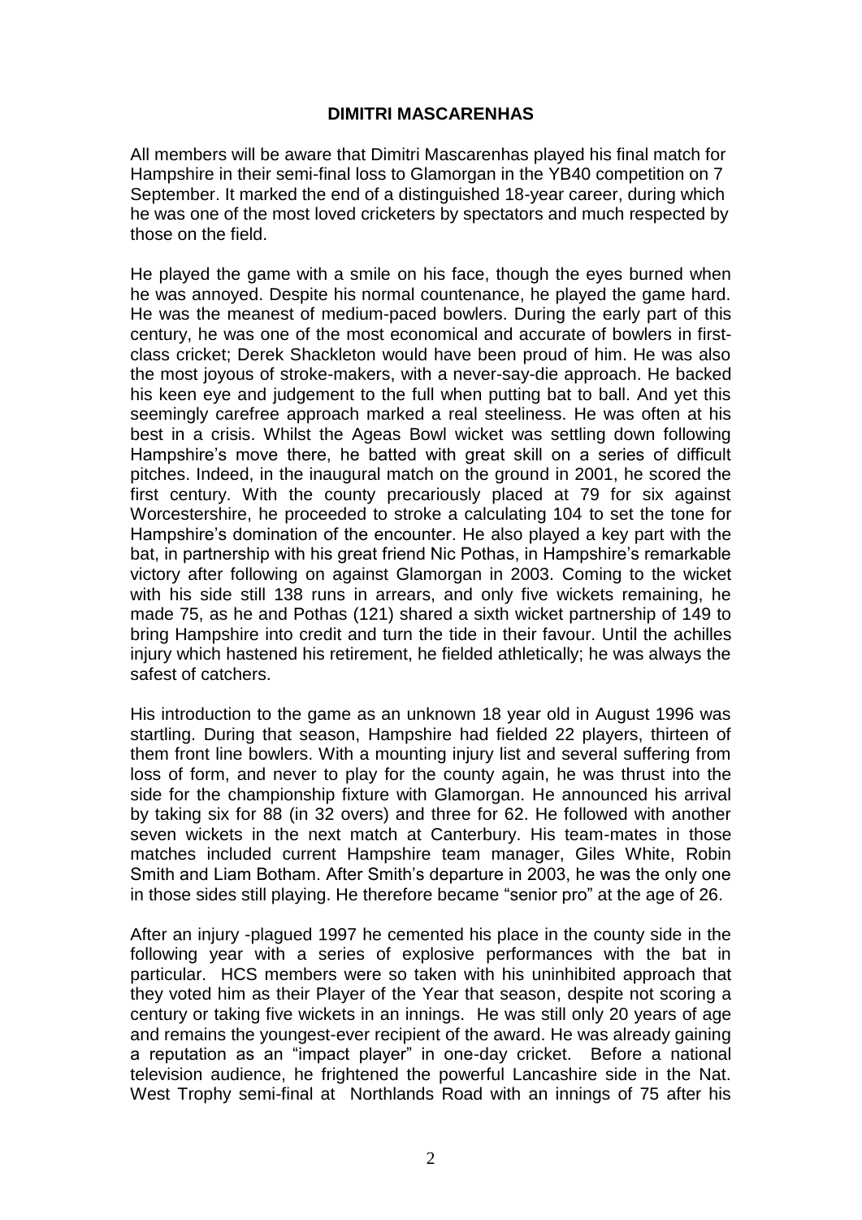**DIMITRI MASCARENHAS**

All members will be aware that Dimitri Mascarenhas played his final match for Hampshire in their semi-final loss to Glamorgan in the YB40 competition on 7 September. It marked the end of a distinguished 18-year career, during which he was one of the most loved cricketers by spectators and much respected by those on the field.

He played the game with a smile on his face, though the eyes burned when he was annoyed. Despite his normal countenance, he played the game hard. He was the meanest of medium-paced bowlers. During the early part of this century, he was one of the most economical and accurate of bowlers in first-class cricket; Derek Shackleton would have been proud of him. He was also the most joyous of stroke-makers, with a never-say-die approach. He backed his keen eye and judgement to the full when putting bat to ball. And yet this seemingly carefree approach marked a real steeliness. He was often at his best in a crisis. Whilst the Ageas Bowl wicket was settling down following Hampshire's move there, he batted with great skill on a series of difficult pitches. Indeed, in the inaugural match on the ground in 2001, he scored the first century. With the county precariously placed at 79 for six against Worcestershire, he proceeded to stroke a calculating 104 to set the tone for Hampshire's domination of the encounter. He also played a key part with the bat, in partnership with his great friend Nic Pothas, in Hampshire's remarkable victory after following on against Glamorgan in 2003. Coming to the wicket with his side still 138 runs in arrears, and only five wickets remaining, he made 75, as he and Pothas (121) shared a sixth wicket partnership of 149 to bring Hampshire into credit and turn the tide in their favour. Until the achilles injury which hastened his retirement, he fielded athletically; he was always the safest of catchers.

His introduction to the game as an unknown 18 year old in August 1996 was startling. During that season, Hampshire had fielded 22 players, thirteen of them front line bowlers. With a mounting injury list and several suffering from loss of form, and never to play for the county again, he was thrust into the side for the championship fixture with Glamorgan. He announced his arrival by taking six for 88 (in 32 overs) and three for 62. He followed with another seven wickets in the next match at Canterbury. His team-mates in those matches included current Hampshire team manager, Giles White, Robin Smith and Liam Botham. After Smith's departure in 2003, he was the only one in those sides still playing. He therefore became "senior pro" at the age of 26.

After an injury -plagued 1997 he cemented his place in the county side in the following year with a series of explosive performances with the bat in particular. HCS members were so taken with his uninhibited approach that they voted him as their Player of the Year that season, despite not scoring a century or taking five wickets in an innings. He was still only 20 years of age and remains the youngest-ever recipient of the award. He was already gaining a reputation as an "impact player" in one-day cricket. Before a national television audience, he frightened the powerful Lancashire side in the Nat. West Trophy semi-final at Northlands Road with an innings of 75 after his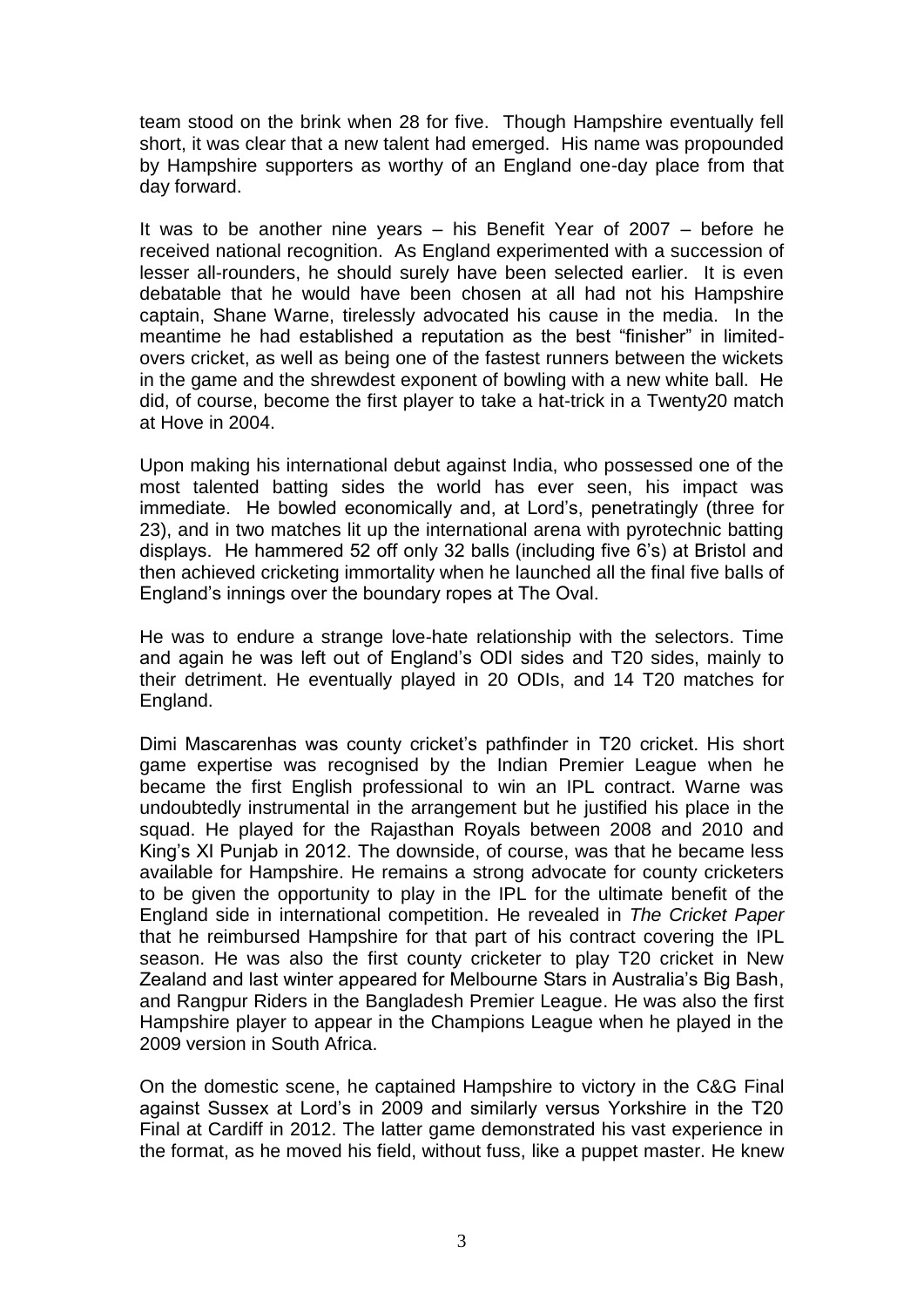team stood on the brink when 28 for five. Though Hampshire eventually fell short, it was clear that a new talent had emerged. His name was propounded by Hampshire supporters as worthy of an England one-day place from that day forward.

It was to be another nine years – his Benefit Year of 2007 – before he received national recognition. As England experimented with a succession of lesser all-rounders, he should surely have been selected earlier. It is even debatable that he would have been chosen at all had not his Hampshire captain, Shane Warne, tirelessly advocated his cause in the media. In the meantime he had established a reputation as the best "finisher" in limited-overs cricket, as well as being one of the fastest runners between the wickets in the game and the shrewdest exponent of bowling with a new white ball. He did, of course, become the first player to take a hat-trick in a Twenty20 match at Hove in 2004.

Upon making his international debut against India, who possessed one of the most talented batting sides the world has ever seen, his impact was immediate. He bowled economically and, at Lord's, penetratingly (three for 23), and in two matches lit up the international arena with pyrotechnic batting displays. He hammered 52 off only 32 balls (including five 6's) at Bristol and then achieved cricketing immortality when he launched all the final five balls of England's innings over the boundary ropes at The Oval.

He was to endure a strange love-hate relationship with the selectors. Time and again he was left out of England's ODI sides and T20 sides, mainly to their detriment. He eventually played in 20 ODIs, and 14 T20 matches for England.

Dimi Mascarenhas was county cricket's pathfinder in T20 cricket. His short game expertise was recognised by the Indian Premier League when he became the first English professional to win an IPL contract. Warne was undoubtedly instrumental in the arrangement but he justified his place in the squad. He played for the Rajasthan Royals between 2008 and 2010 and King's XI Punjab in 2012. The downside, of course, was that he became less available for Hampshire. He remains a strong advocate for county cricketers to be given the opportunity to play in the IPL for the ultimate benefit of the England side in international competition. He revealed in *The Cricket Paper* that he reimbursed Hampshire for that part of his contract covering the IPL season. He was also the first county cricketer to play T20 cricket in New Zealand and last winter appeared for Melbourne Stars in Australia's Big Bash, and Rangpur Riders in the Bangladesh Premier League. He was also the first Hampshire player to appear in the Champions League when he played in the 2009 version in South Africa.

On the domestic scene, he captained Hampshire to victory in the C&G Final against Sussex at Lord's in 2009 and similarly versus Yorkshire in the T20 Final at Cardiff in 2012. The latter game demonstrated his vast experience in the format, as he moved his field, without fuss, like a puppet master. He knew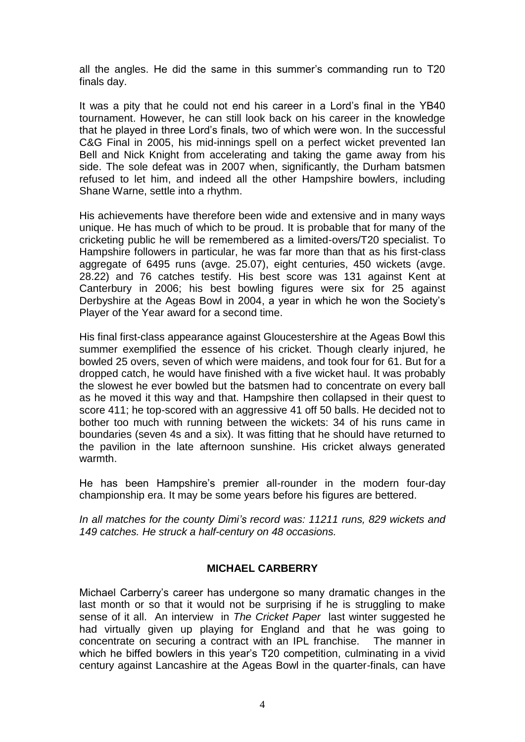all the angles. He did the same in this summer's commanding run to T20 finals day.

It was a pity that he could not end his career in a Lord's final in the YB40 tournament. However, he can still look back on his career in the knowledge that he played in three Lord's finals, two of which were won. In the successful C&G Final in 2005, his mid-innings spell on a perfect wicket prevented Ian Bell and Nick Knight from accelerating and taking the game away from his side. The sole defeat was in 2007 when, significantly, the Durham batsmen refused to let him, and indeed all the other Hampshire bowlers, including Shane Warne, settle into a rhythm.

His achievements have therefore been wide and extensive and in many ways unique. He has much of which to be proud. It is probable that for many of the cricketing public he will be remembered as a limited-overs/T20 specialist. To Hampshire followers in particular, he was far more than that as his first-class aggregate of 6495 runs (avge. 25.07), eight centuries, 450 wickets (avge. 28.22) and 76 catches testify. His best score was 131 against Kent at Canterbury in 2006; his best bowling figures were six for 25 against Derbyshire at the Ageas Bowl in 2004, a year in which he won the Society's Player of the Year award for a second time.

His final first-class appearance against Gloucestershire at the Ageas Bowl this summer exemplified the essence of his cricket. Though clearly injured, he bowled 25 overs, seven of which were maidens, and took four for 61. But for a dropped catch, he would have finished with a five wicket haul. It was probably the slowest he ever bowled but the batsmen had to concentrate on every ball as he moved it this way and that. Hampshire then collapsed in their quest to score 411; he top-scored with an aggressive 41 off 50 balls. He decided not to bother too much with running between the wickets: 34 of his runs came in boundaries (seven 4s and a six). It was fitting that he should have returned to the pavilion in the late afternoon sunshine. His cricket always generated warmth.

He has been Hampshire's premier all-rounder in the modern four-day championship era. It may be some years before his figures are bettered.

*In all matches for the county Dimi's record was: 11211 runs, 829 wickets and 149 catches. He struck a half-century on 48 occasions.*

## MICHAEL CARBERRY

Michael Carberry's career has undergone so many dramatic changes in the last month or so that it would not be surprising if he is struggling to make sense of it all. An interview in *The Cricket Paper* last winter suggested he had virtually given up playing for England and that he was going to concentrate on securing a contract with an IPL franchise. The manner in which he biffed bowlers in this year's T20 competition, culminating in a vivid century against Lancashire at the Ageas Bowl in the quarter-finals, can have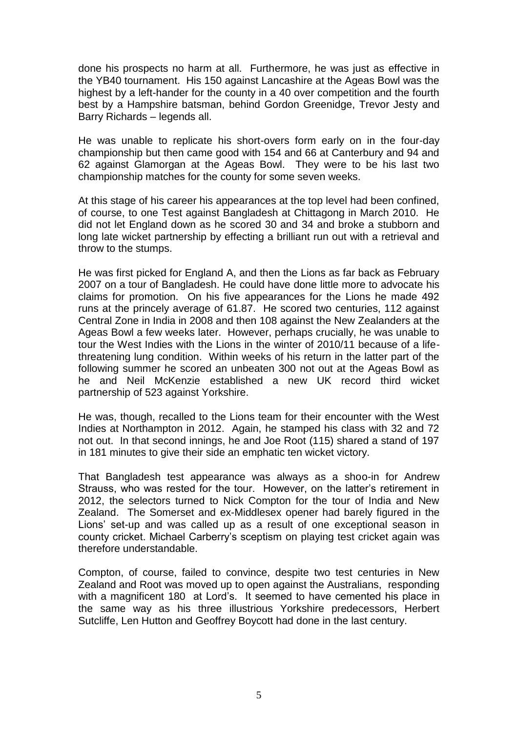done his prospects no harm at all. Furthermore, he was just as effective in the YB40 tournament. His 150 against Lancashire at the Ageas Bowl was the highest by a left-hander for the county in a 40 over competition and the fourth best by a Hampshire batsman, behind Gordon Greenidge, Trevor Jesty and Barry Richards – legends all.

He was unable to replicate his short-overs form early on in the four-day championship but then came good with 154 and 66 at Canterbury and 94 and 62 against Glamorgan at the Ageas Bowl. They were to be his last two championship matches for the county for some seven weeks.

At this stage of his career his appearances at the top level had been confined, of course, to one Test against Bangladesh at Chittagong in March 2010. He did not let England down as he scored 30 and 34 and broke a stubborn and long late wicket partnership by effecting a brilliant run out with a retrieval and throw to the stumps.

He was first picked for England A, and then the Lions as far back as February 2007 on a tour of Bangladesh. He could have done little more to advocate his claims for promotion. On his five appearances for the Lions he made 492 runs at the princely average of 61.87. He scored two centuries, 112 against Central Zone in India in 2008 and then 108 against the New Zealanders at the Ageas Bowl a few weeks later. However, perhaps crucially, he was unable to tour the West Indies with the Lions in the winter of 2010/11 because of a life-threatening lung condition. Within weeks of his return in the latter part of the following summer he scored an unbeaten 300 not out at the Ageas Bowl as he and Neil McKenzie established a new UK record third wicket partnership of 523 against Yorkshire.

He was, though, recalled to the Lions team for their encounter with the West Indies at Northampton in 2012. Again, he stamped his class with 32 and 72 not out. In that second innings, he and Joe Root (115) shared a stand of 197 in 181 minutes to give their side an emphatic ten wicket victory.

That Bangladesh test appearance was always as a shoo-in for Andrew Strauss, who was rested for the tour. However, on the latter's retirement in 2012, the selectors turned to Nick Compton for the tour of India and New Zealand. The Somerset and ex-Middlesex opener had barely figured in the Lions' set-up and was called up as a result of one exceptional season in county cricket. Michael Carberry's sceptism on playing test cricket again was therefore understandable.

Compton, of course, failed to convince, despite two test centuries in New Zealand and Root was moved up to open against the Australians, responding with a magnificent 180 at Lord's. It seemed to have cemented his place in the same way as his three illustrious Yorkshire predecessors, Herbert Sutcliffe, Len Hutton and Geoffrey Boycott had done in the last century.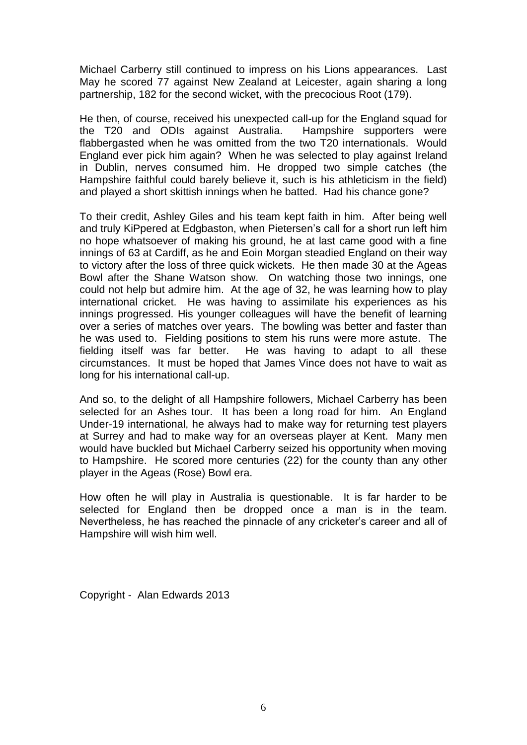Michael Carberry still continued to impress on his Lions appearances. Last May he scored 77 against New Zealand at Leicester, again sharing a long partnership, 182 for the second wicket, with the precocious Root (179).

He then, of course, received his unexpected call-up for the England squad for the T20 and ODIs against Australia. Hampshire supporters were flabbergasted when he was omitted from the two T20 internationals. Would England ever pick him again? When he was selected to play against Ireland in Dublin, nerves consumed him. He dropped two simple catches (the Hampshire faithful could barely believe it, such is his athleticism in the field) and played a short skittish innings when he batted. Had his chance gone?

To their credit, Ashley Giles and his team kept faith in him. After being well and truly KiPpered at Edgbaston, when Pietersen's call for a short run left him no hope whatsoever of making his ground, he at last came good with a fine innings of 63 at Cardiff, as he and Eoin Morgan steadied England on their way to victory after the loss of three quick wickets. He then made 30 at the Ageas Bowl after the Shane Watson show. On watching those two innings, one could not help but admire him. At the age of 32, he was learning how to play international cricket. He was having to assimilate his experiences as his innings progressed. His younger colleagues will have the benefit of learning over a series of matches over years. The bowling was better and faster than he was used to. Fielding positions to stem his runs were more astute. The fielding itself was far better. He was having to adapt to all these circumstances. It must be hoped that James Vince does not have to wait as long for his international call-up.

And so, to the delight of all Hampshire followers, Michael Carberry has been selected for an Ashes tour. It has been a long road for him. An England Under-19 international, he always had to make way for returning test players at Surrey and had to make way for an overseas player at Kent. Many men would have buckled but Michael Carberry seized his opportunity when moving to Hampshire. He scored more centuries (22) for the county than any other player in the Ageas (Rose) Bowl era.

How often he will play in Australia is questionable. It is far harder to be selected for England then be dropped once a man is in the team. Nevertheless, he has reached the pinnacle of any cricketer's career and all of Hampshire will wish him well.

Copyright - Alan Edwards 2013